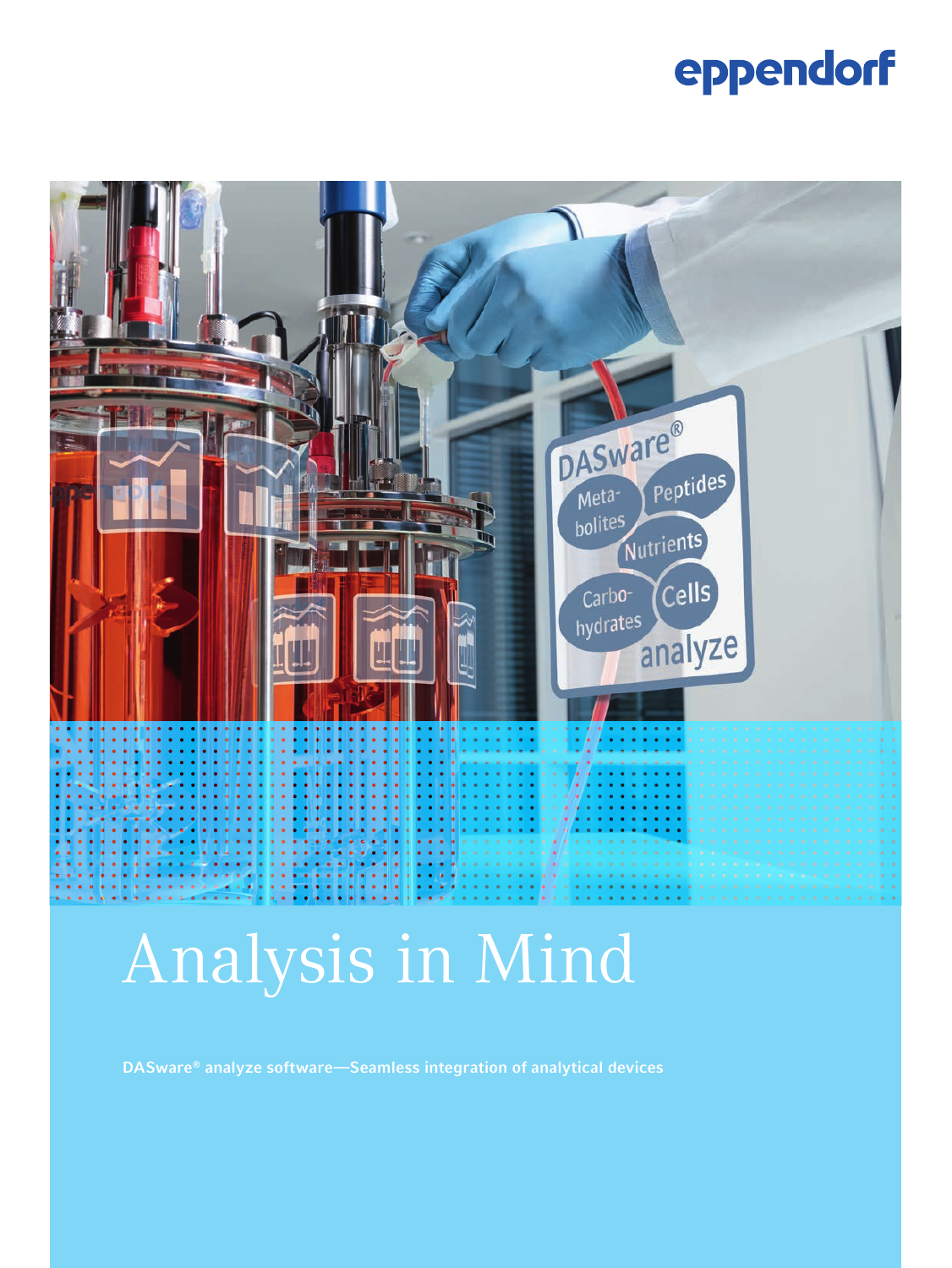eppendorf

# Analysis in Mind

**DASware® analyze software—Seamless integration of analytical devices**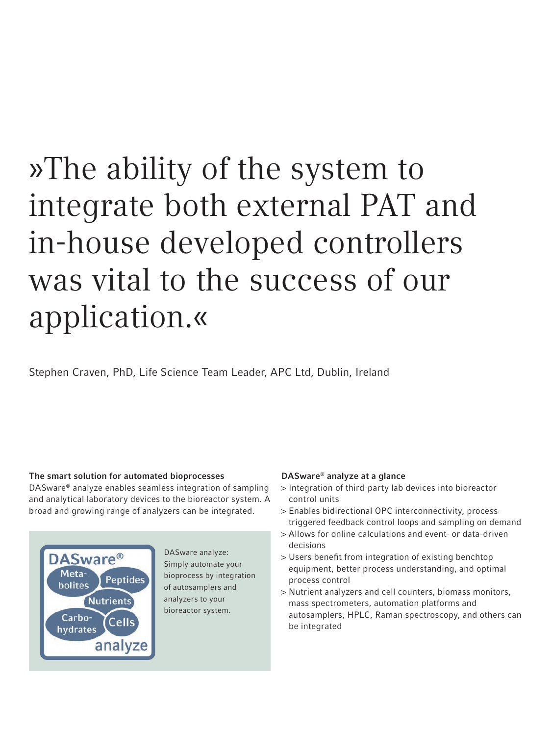# »The ability of the system to integrate both external PAT and in-house developed controllers was vital to the success of our application.«

Stephen Craven, PhD, Life Science Team Leader, APC Ltd, Dublin, Ireland

**The smart solution for automated bioprocesses**

DASware® analyze enables seamless integration of sampling and analytical laboratory devices to the bioreactor system. A broad and growing range of analyzers can be integrated.

DASware analyze: Simply automate your bioprocess by integration of autosamplers and analyzers to your bioreactor system.

**DASware® analyze at a glance**

> Integration of third-party lab devices into bioreactor control units

> Enables bidirectional OPC interconnectivity, process-triggered feedback control loops and sampling on demand

> Allows for online calculations and event- or data-driven decisions

> Users benefit from integration of existing benchtop equipment, better process understanding, and optimal process control

> Nutrient analyzers and cell counters, biomass monitors, mass spectrometers, automation platforms and autosamplers, HPLC, Raman spectroscopy, and others can be integrated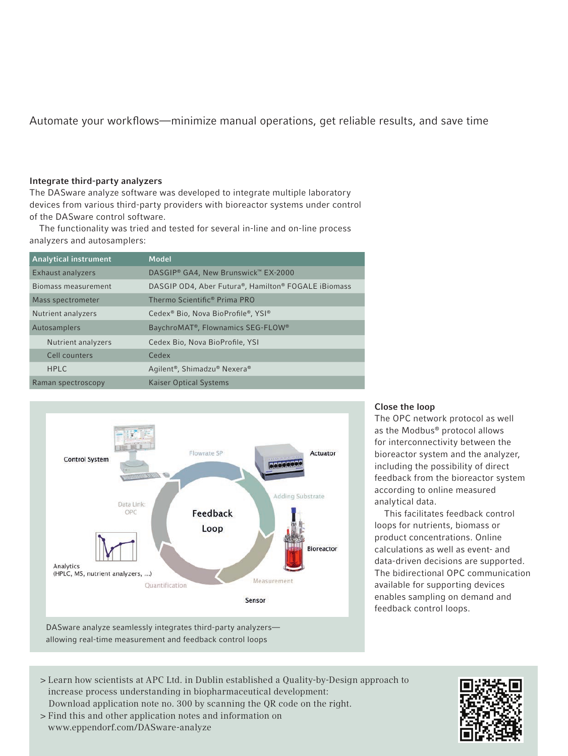Automate your workflows—minimize manual operations, get reliable results, and save time

### Integrate third-party analyzers

The DASware analyze software was developed to integrate multiple laboratory devices from various third-party providers with bioreactor systems under control of the DASware control software.

The functionality was tried and tested for several in-line and on-line process analyzers and autosamplers:

| Analytical instrument | Model |
| --- | --- |
| Exhaust analyzers | DASGIP® GA4, New Brunswick™ EX-2000 |
| Biomass measurement | DASGIP OD4, Aber Futura®, Hamilton® FOGALE iBiomass |
| Mass spectrometer | Thermo Scientific® Prima PRO |
| Nutrient analyzers | Cedex® Bio, Nova BioProfile®, YSI® |
| Autosamplers | BaychroMAT®, Flownamics SEG-FLOW® |
| Nutrient analyzers | Cedex Bio, Nova BioProfile, YSI |
| Cell counters | Cedex |
| HPLC | Agilent®, Shimadzu® Nexera® |
| Raman spectroscopy | Kaiser Optical Systems |

DASware analyze seamlessly integrates third-party analyzers—allowing real-time measurement and feedback control loops

### Close the loop

The OPC network protocol as well as the Modbus® protocol allows for interconnectivity between the bioreactor system and the analyzer, including the possibility of direct feedback from the bioreactor system according to online measured analytical data.

This facilitates feedback control loops for nutrients, biomass or product concentrations. Online calculations as well as event- and data-driven decisions are supported. The bidirectional OPC communication available for supporting devices enables sampling on demand and feedback control loops.

> Learn how scientists at APC Ltd. in Dublin established a Quality-by-Design approach to increase process understanding in biopharmaceutical development: Download application note no. 300 by scanning the QR code on the right.

> Find this and other application notes and information on www.eppendorf.com/DASware-analyze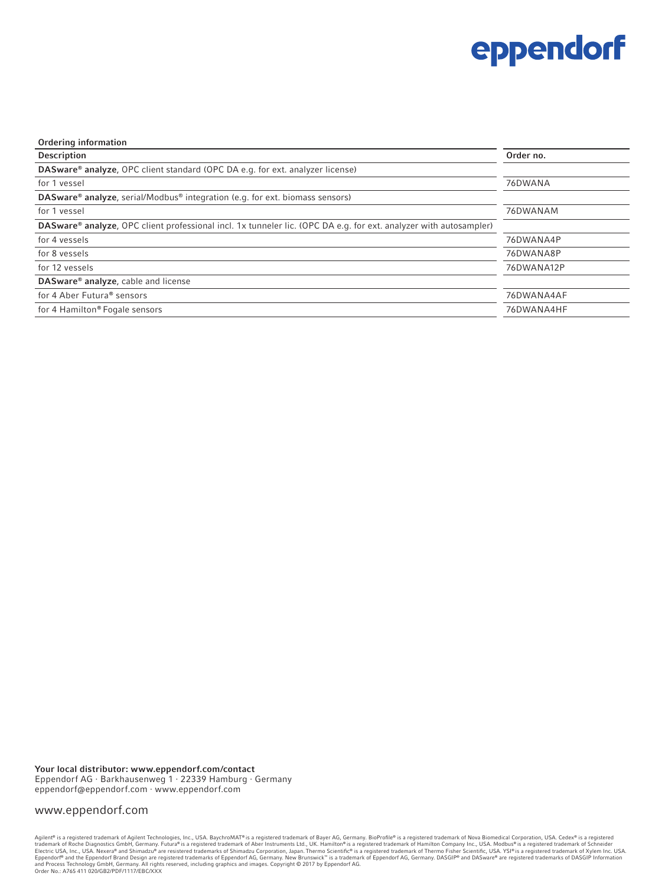eppendorf

## Ordering information

| Description | Order no. |
|---|---|
| **DASware® analyze**, OPC client standard (OPC DA e.g. for ext. analyzer license) | |
| for 1 vessel | 76DWANA |
| **DASware® analyze**, serial/Modbus® integration (e.g. for ext. biomass sensors) | |
| for 1 vessel | 76DWANAM |
| **DASware® analyze**, OPC client professional incl. 1x tunneler lic. (OPC DA e.g. for ext. analyzer with autosampler) | |
| for 4 vessels | 76DWANA4P |
| for 8 vessels | 76DWANA8P |
| for 12 vessels | 76DWANA12P |
| **DASware® analyze**, cable and license | |
| for 4 Aber Futura® sensors | 76DWANA4AF |
| for 4 Hamilton® Fogale sensors | 76DWANA4HF |

**Your local distributor: www.eppendorf.com/contact**
Eppendorf AG · Barkhausenweg 1 · 22339 Hamburg · Germany
eppendorf@eppendorf.com · www.eppendorf.com

www.eppendorf.com

Agilent® is a registered trademark of Agilent Technologies, Inc., USA. BaychroMAT® is a registered trademark of Bayer AG, Germany. BioProfile® is a registered trademark of Nova Biomedical Corporation, USA. Cedex® is a registered trademark of Roche Diagnostics GmbH, Germany. Futura® is a registered trademark of Aber Instruments Ltd., UK. Hamilton® is a registered trademark of Hamilton Company Inc., USA. Modbus® is a registered trademark of Schneider Electric USA, Inc., USA. Nexera® and Shimadzu® are resistered trademarks of Shimadzu Corporation, Japan. Thermo Scientific® is a registered trademark of Thermo Fisher Scientific, USA. YSI® is a registered trademark of Xylem Inc. USA. Eppendorf® and the Eppendorf Brand Design are registered trademarks of Eppendorf AG, Germany. New Brunswick™ is a trademark of Eppendorf AG, Germany. DASGIP® and DASware® are registered trademarks of DASGIP Information and Process Technology GmbH, Germany. All rights reserved, including graphics and images. Copyright © 2017 by Eppendorf AG.
Order No.: A765 411 020/GB2/PDF/1117/EBC/XXX